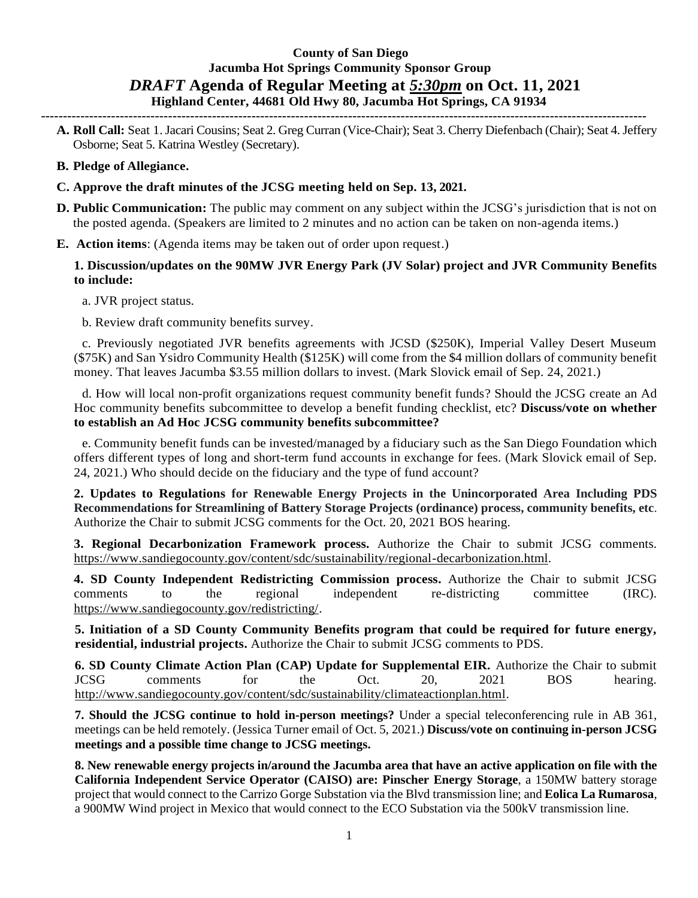**County of San Diego**
**Jacumba Hot Springs Community Sponsor Group**
***DRAFT* Agenda of Regular Meeting at *5:30pm* on Oct. 11, 2021**
**Highland Center, 44681 Old Hwy 80, Jacumba Hot Springs, CA 91934**

---

**A. Roll Call:** Seat 1. Jacari Cousins; Seat 2. Greg Curran (Vice-Chair); Seat 3. Cherry Diefenbach (Chair); Seat 4. Jeffery Osborne; Seat 5. Katrina Westley (Secretary).

**B. Pledge of Allegiance.**

**C. Approve the draft minutes of the JCSG meeting held on Sep. 13, 2021.**

**D. Public Communication:** The public may comment on any subject within the JCSG's jurisdiction that is not on the posted agenda. (Speakers are limited to 2 minutes and no action can be taken on non-agenda items.)

**E. Action items**: (Agenda items may be taken out of order upon request.)

**1. Discussion/updates on the 90MW JVR Energy Park (JV Solar) project and JVR Community Benefits to include:**

a. JVR project status.

b. Review draft community benefits survey.

c. Previously negotiated JVR benefits agreements with JCSD ($250K), Imperial Valley Desert Museum ($75K) and San Ysidro Community Health ($125K) will come from the $4 million dollars of community benefit money. That leaves Jacumba $3.55 million dollars to invest. (Mark Slovick email of Sep. 24, 2021.)

d. How will local non-profit organizations request community benefit funds? Should the JCSG create an Ad Hoc community benefits subcommittee to develop a benefit funding checklist, etc? **Discuss/vote on whether to establish an Ad Hoc JCSG community benefits subcommittee?**

e. Community benefit funds can be invested/managed by a fiduciary such as the San Diego Foundation which offers different types of long and short-term fund accounts in exchange for fees. (Mark Slovick email of Sep. 24, 2021.) Who should decide on the fiduciary and the type of fund account?

**2. Updates to Regulations for Renewable Energy Projects in the Unincorporated Area Including PDS Recommendations for Streamlining of Battery Storage Projects (ordinance) process, community benefits, etc**. Authorize the Chair to submit JCSG comments for the Oct. 20, 2021 BOS hearing.

**3. Regional Decarbonization Framework process.** Authorize the Chair to submit JCSG comments. https://www.sandiegocounty.gov/content/sdc/sustainability/regional-decarbonization.html.

**4. SD County Independent Redistricting Commission process.** Authorize the Chair to submit JCSG comments to the regional independent re-districting committee (IRC). https://www.sandiegocounty.gov/redistricting/.

**5. Initiation of a SD County Community Benefits program that could be required for future energy, residential, industrial projects.** Authorize the Chair to submit JCSG comments to PDS.

**6. SD County Climate Action Plan (CAP) Update for Supplemental EIR.** Authorize the Chair to submit JCSG comments for the Oct. 20, 2021 BOS hearing. http://www.sandiegocounty.gov/content/sdc/sustainability/climateactionplan.html.

**7. Should the JCSG continue to hold in-person meetings?** Under a special teleconferencing rule in AB 361, meetings can be held remotely. (Jessica Turner email of Oct. 5, 2021.) **Discuss/vote on continuing in-person JCSG meetings and a possible time change to JCSG meetings.**

**8. New renewable energy projects in/around the Jacumba area that have an active application on file with the California Independent Service Operator (CAISO) are: Pinscher Energy Storage**, a 150MW battery storage project that would connect to the Carrizo Gorge Substation via the Blvd transmission line; and **Eolica La Rumarosa**, a 900MW Wind project in Mexico that would connect to the ECO Substation via the 500kV transmission line.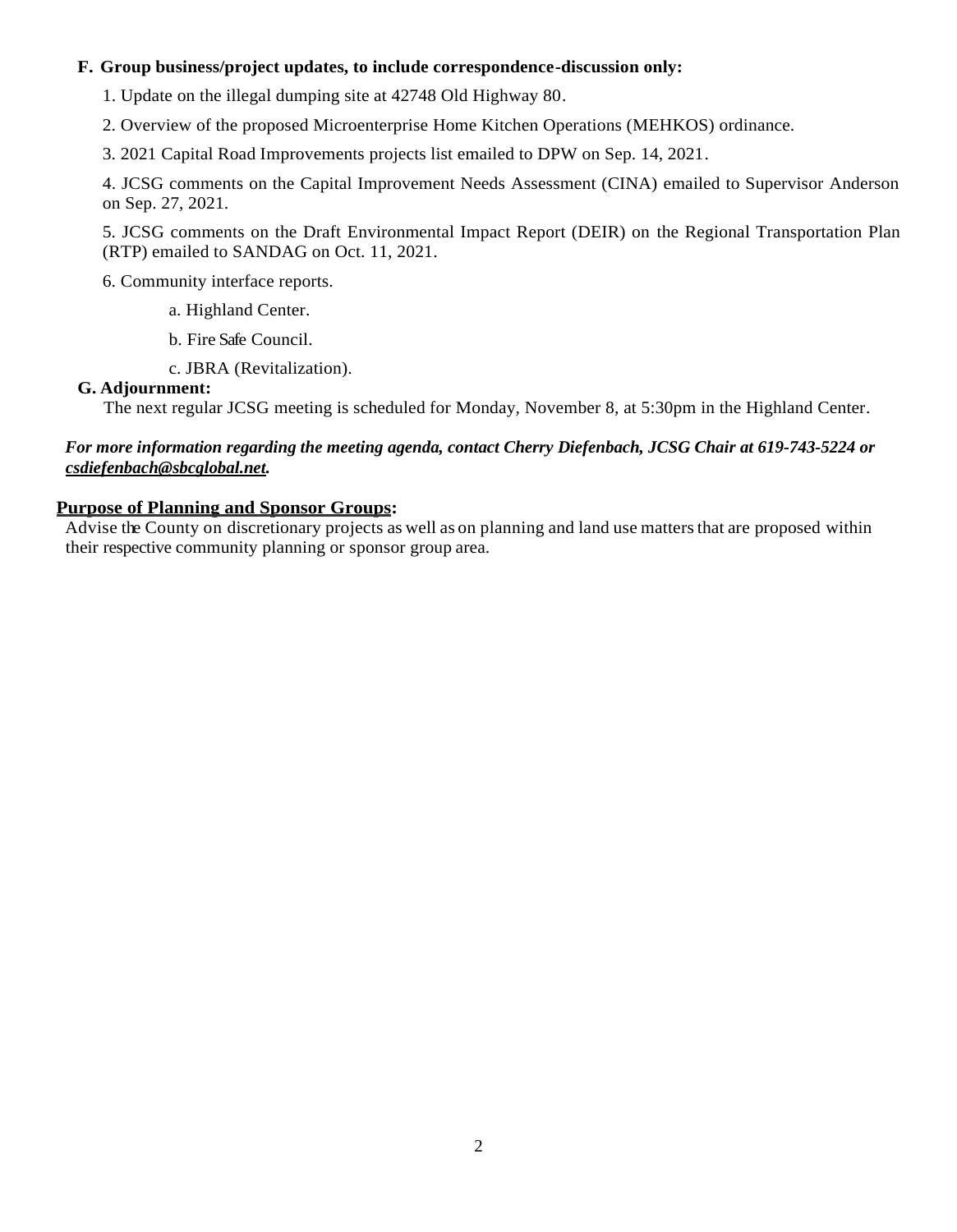**F. Group business/project updates, to include correspondence-discussion only:**

1. Update on the illegal dumping site at 42748 Old Highway 80.

2. Overview of the proposed Microenterprise Home Kitchen Operations (MEHKOS) ordinance.

3. 2021 Capital Road Improvements projects list emailed to DPW on Sep. 14, 2021.

4. JCSG comments on the Capital Improvement Needs Assessment (CINA) emailed to Supervisor Anderson on Sep. 27, 2021.

5. JCSG comments on the Draft Environmental Impact Report (DEIR) on the Regional Transportation Plan (RTP) emailed to SANDAG on Oct. 11, 2021.

6. Community interface reports.

   a. Highland Center.

   b. Fire Safe Council.

   c. JBRA (Revitalization).

**G. Adjournment:**

The next regular JCSG meeting is scheduled for Monday, November 8, at 5:30pm in the Highland Center.

***For more information regarding the meeting agenda, contact Cherry Diefenbach, JCSG Chair at 619-743-5224 or csdiefenbach@sbcglobal.net.***

**Purpose of Planning and Sponsor Groups:**

Advise the County on discretionary projects as well as on planning and land use matters that are proposed within their respective community planning or sponsor group area.